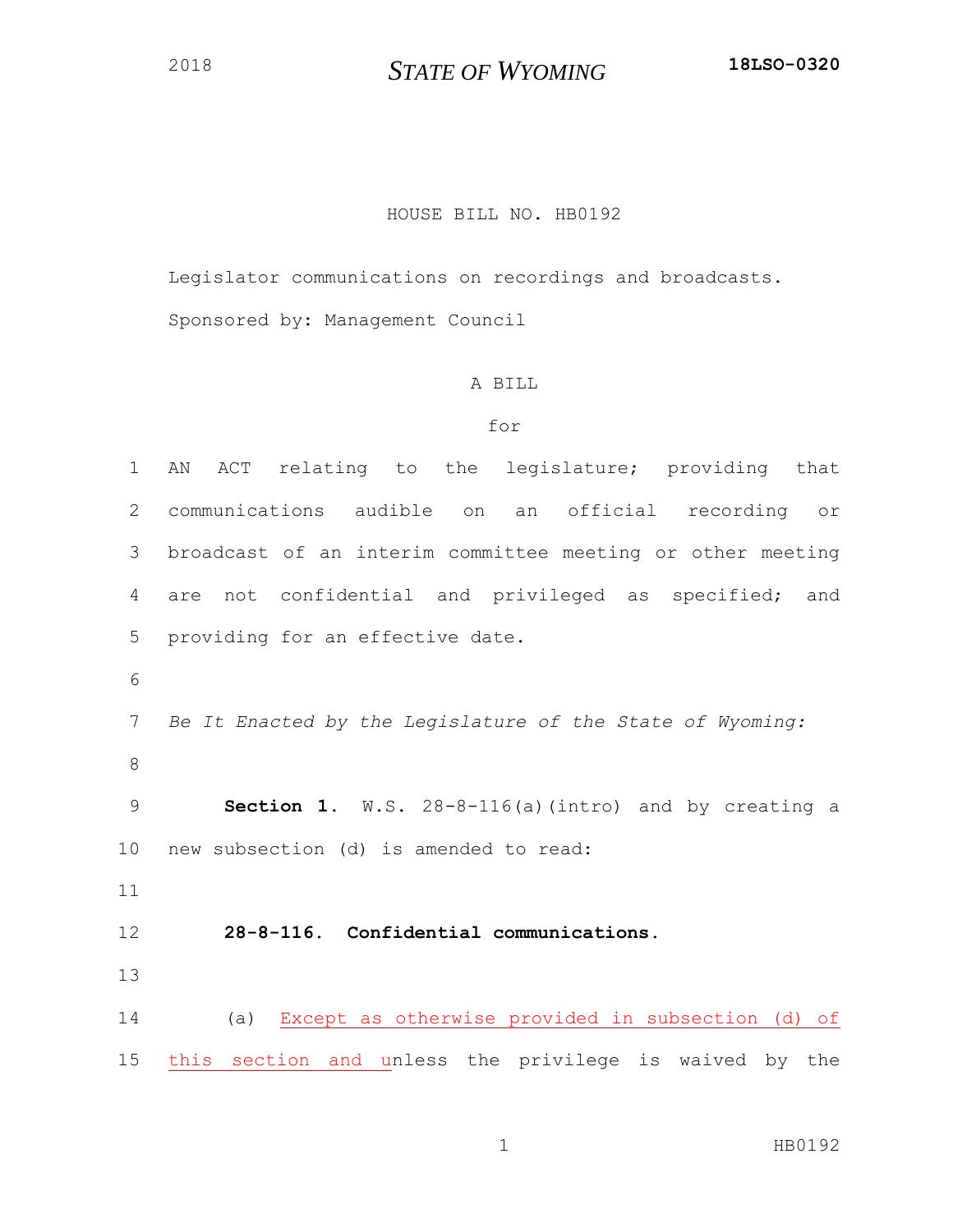2018 **STATE OF WYOMING** **18LSO-0320**

HOUSE BILL NO. HB0192

Legislator communications on recordings and broadcasts.

Sponsored by: Management Council

A BILL

for

1 AN ACT relating to the legislature; providing that
2 communications audible on an official recording or
3 broadcast of an interim committee meeting or other meeting
4 are not confidential and privileged as specified; and
5 providing for an effective date.

6

7 *Be It Enacted by the Legislature of the State of Wyoming:*

8

9 **Section 1.** W.S. 28-8-116(a)(intro) and by creating a
10 new subsection (d) is amended to read:

11

12 **28-8-116. Confidential communications.**

13

14 (a) Except as otherwise provided in subsection (d) of
15 this section and unless the privilege is waived by the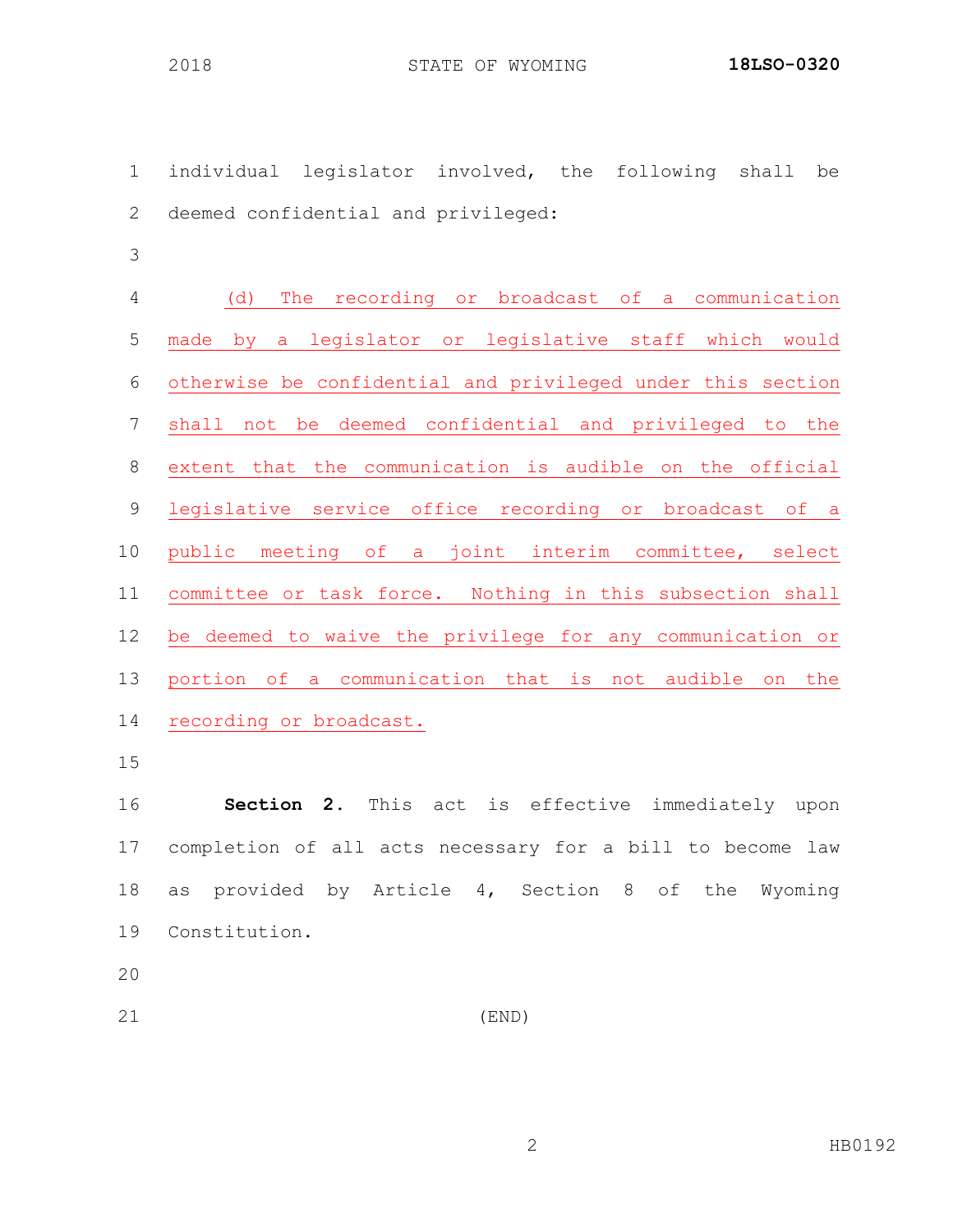individual legislator involved, the following shall be deemed confidential and privileged:

(d) The recording or broadcast of a communication made by a legislator or legislative staff which would otherwise be confidential and privileged under this section shall not be deemed confidential and privileged to the extent that the communication is audible on the official legislative service office recording or broadcast of a public meeting of a joint interim committee, select committee or task force. Nothing in this subsection shall be deemed to waive the privilege for any communication or portion of a communication that is not audible on the recording or broadcast.

**Section 2.** This act is effective immediately upon completion of all acts necessary for a bill to become law as provided by Article 4, Section 8 of the Wyoming Constitution.

(END)